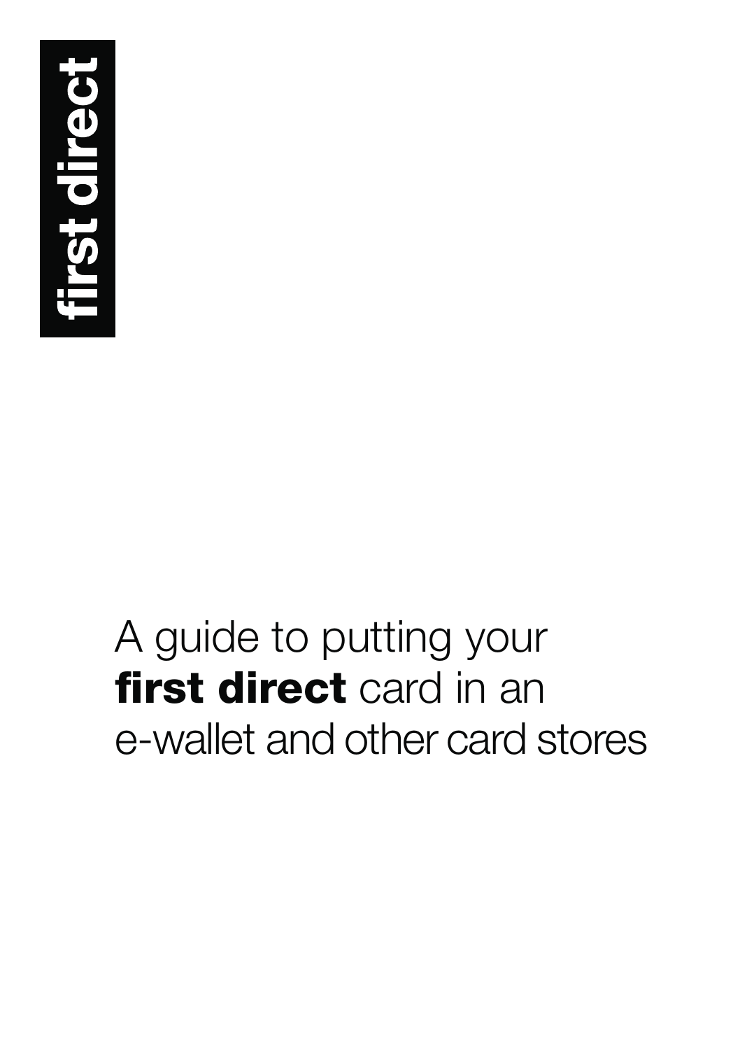**first direct**

# A guide to putting your **first direct** card in an e-wallet and other card stores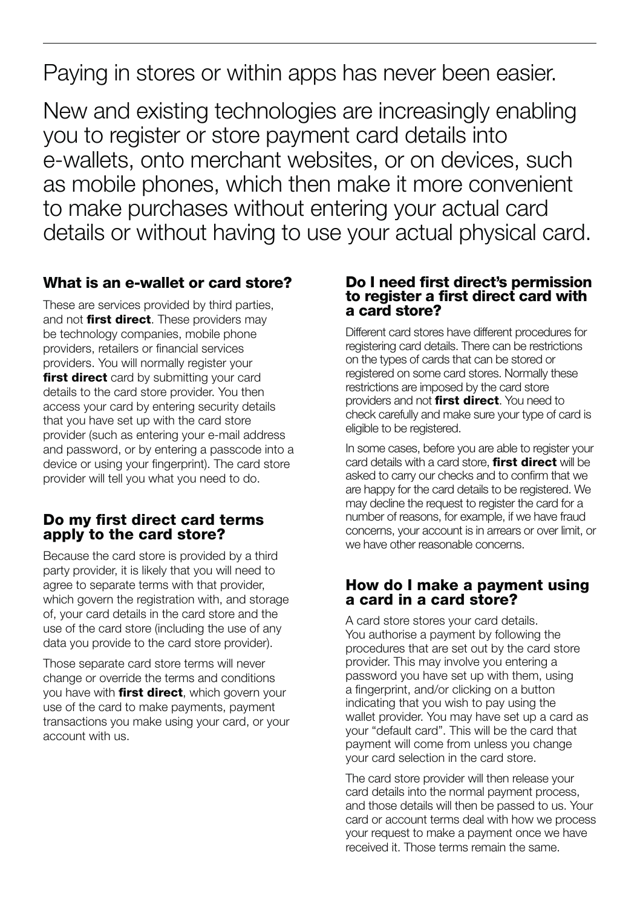Paying in stores or within apps has never been easier.

New and existing technologies are increasingly enabling you to register or store payment card details into e-wallets, onto merchant websites, or on devices, such as mobile phones, which then make it more convenient to make purchases without entering your actual card details or without having to use your actual physical card.

## What is an e-wallet or card store?

These are services provided by third parties, and not **first direct**. These providers may be technology companies, mobile phone providers, retailers or financial services providers. You will normally register your **first direct** card by submitting your card details to the card store provider. You then access your card by entering security details that you have set up with the card store provider (such as entering your e-mail address and password, or by entering a passcode into a device or using your fingerprint). The card store provider will tell you what you need to do.

## Do my first direct card terms apply to the card store?

Because the card store is provided by a third party provider, it is likely that you will need to agree to separate terms with that provider, which govern the registration with, and storage of, your card details in the card store and the use of the card store (including the use of any data you provide to the card store provider).

Those separate card store terms will never change or override the terms and conditions you have with **first direct**, which govern your use of the card to make payments, payment transactions you make using your card, or your account with us.

## Do I need first direct's permission to register a first direct card with a card store?

Different card stores have different procedures for registering card details. There can be restrictions on the types of cards that can be stored or registered on some card stores. Normally these restrictions are imposed by the card store providers and not **first direct**. You need to check carefully and make sure your type of card is eligible to be registered.

In some cases, before you are able to register your card details with a card store, **first direct** will be asked to carry our checks and to confirm that we are happy for the card details to be registered. We may decline the request to register the card for a number of reasons, for example, if we have fraud concerns, your account is in arrears or over limit, or we have other reasonable concerns.

## How do I make a payment using a card in a card store?

A card store stores your card details. You authorise a payment by following the procedures that are set out by the card store provider. This may involve you entering a password you have set up with them, using a fingerprint, and/or clicking on a button indicating that you wish to pay using the wallet provider. You may have set up a card as your "default card". This will be the card that payment will come from unless you change your card selection in the card store.

The card store provider will then release your card details into the normal payment process, and those details will then be passed to us. Your card or account terms deal with how we process your request to make a payment once we have received it. Those terms remain the same.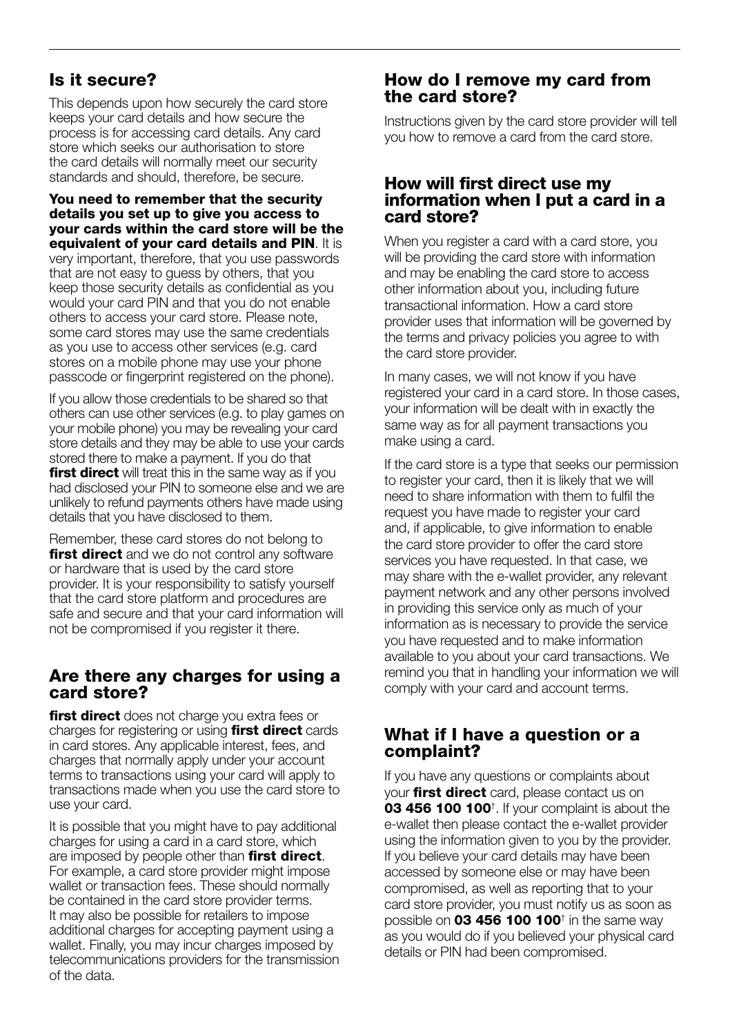## Is it secure?

This depends upon how securely the card store keeps your card details and how secure the process is for accessing card details. Any card store which seeks our authorisation to store the card details will normally meet our security standards and should, therefore, be secure.

**You need to remember that the security details you set up to give you access to your cards within the card store will be the equivalent of your card details and PIN**. It is very important, therefore, that you use passwords that are not easy to guess by others, that you keep those security details as confidential as you would your card PIN and that you do not enable others to access your card store. Please note, some card stores may use the same credentials as you use to access other services (e.g. card stores on a mobile phone may use your phone passcode or fingerprint registered on the phone).

If you allow those credentials to be shared so that others can use other services (e.g. to play games on your mobile phone) you may be revealing your card store details and they may be able to use your cards stored there to make a payment. If you do that **first direct** will treat this in the same way as if you had disclosed your PIN to someone else and we are unlikely to refund payments others have made using details that you have disclosed to them.

Remember, these card stores do not belong to **first direct** and we do not control any software or hardware that is used by the card store provider. It is your responsibility to satisfy yourself that the card store platform and procedures are safe and secure and that your card information will not be compromised if you register it there.

## Are there any charges for using a card store?

**first direct** does not charge you extra fees or charges for registering or using **first direct** cards in card stores. Any applicable interest, fees, and charges that normally apply under your account terms to transactions using your card will apply to transactions made when you use the card store to use your card.

It is possible that you might have to pay additional charges for using a card in a card store, which are imposed by people other than **first direct**. For example, a card store provider might impose wallet or transaction fees. These should normally be contained in the card store provider terms. It may also be possible for retailers to impose additional charges for accepting payment using a wallet. Finally, you may incur charges imposed by telecommunications providers for the transmission of the data.

## How do I remove my card from the card store?

Instructions given by the card store provider will tell you how to remove a card from the card store.

## How will first direct use my information when I put a card in a card store?

When you register a card with a card store, you will be providing the card store with information and may be enabling the card store to access other information about you, including future transactional information. How a card store provider uses that information will be governed by the terms and privacy policies you agree to with the card store provider.

In many cases, we will not know if you have registered your card in a card store. In those cases, your information will be dealt with in exactly the same way as for all payment transactions you make using a card.

If the card store is a type that seeks our permission to register your card, then it is likely that we will need to share information with them to fulfil the request you have made to register your card and, if applicable, to give information to enable the card store provider to offer the card store services you have requested. In that case, we may share with the e-wallet provider, any relevant payment network and any other persons involved in providing this service only as much of your information as is necessary to provide the service you have requested and to make information available to you about your card transactions. We remind you that in handling your information we will comply with your card and account terms.

## What if I have a question or a complaint?

If you have any questions or complaints about your **first direct** card, please contact us on **03 456 100 100**†. If your complaint is about the e-wallet then please contact the e-wallet provider using the information given to you by the provider. If you believe your card details may have been accessed by someone else or may have been compromised, as well as reporting that to your card store provider, you must notify us as soon as possible on **03 456 100 100**† in the same way as you would do if you believed your physical card details or PIN had been compromised.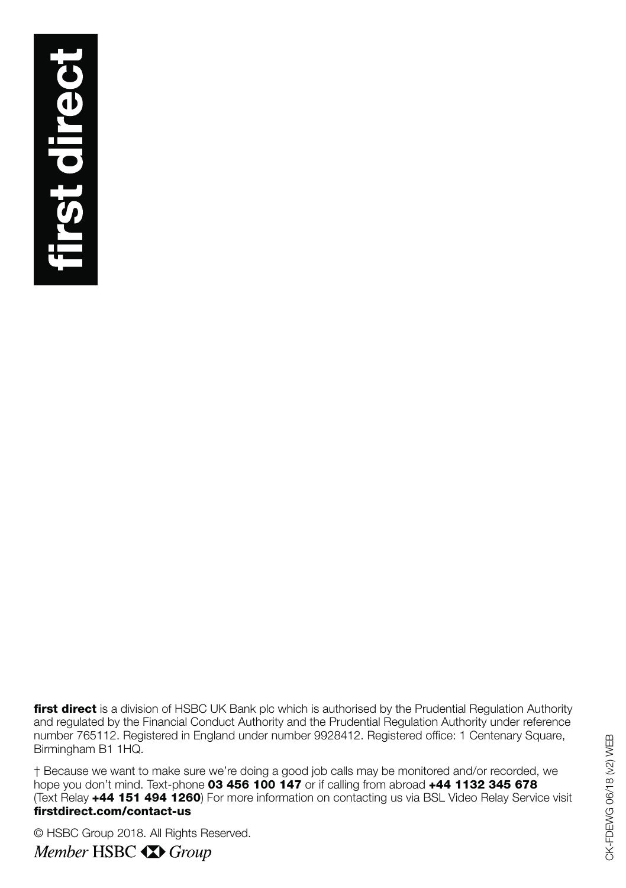**first direct**

**first direct** is a division of HSBC UK Bank plc which is authorised by the Prudential Regulation Authority and regulated by the Financial Conduct Authority and the Prudential Regulation Authority under reference number 765112. Registered in England under number 9928412. Registered office: 1 Centenary Square, Birmingham B1 1HQ.

† Because we want to make sure we're doing a good job calls may be monitored and/or recorded, we hope you don't mind. Text-phone **03 456 100 147** or if calling from abroad **+44 1132 345 678** (Text Relay **+44 151 494 1260**) For more information on contacting us via BSL Video Relay Service visit **firstdirect.com/contact-us**

© HSBC Group 2018. All Rights Reserved.

*Member* HSBC *Group*

CK-FDEWG 06/18 (v2) WEB